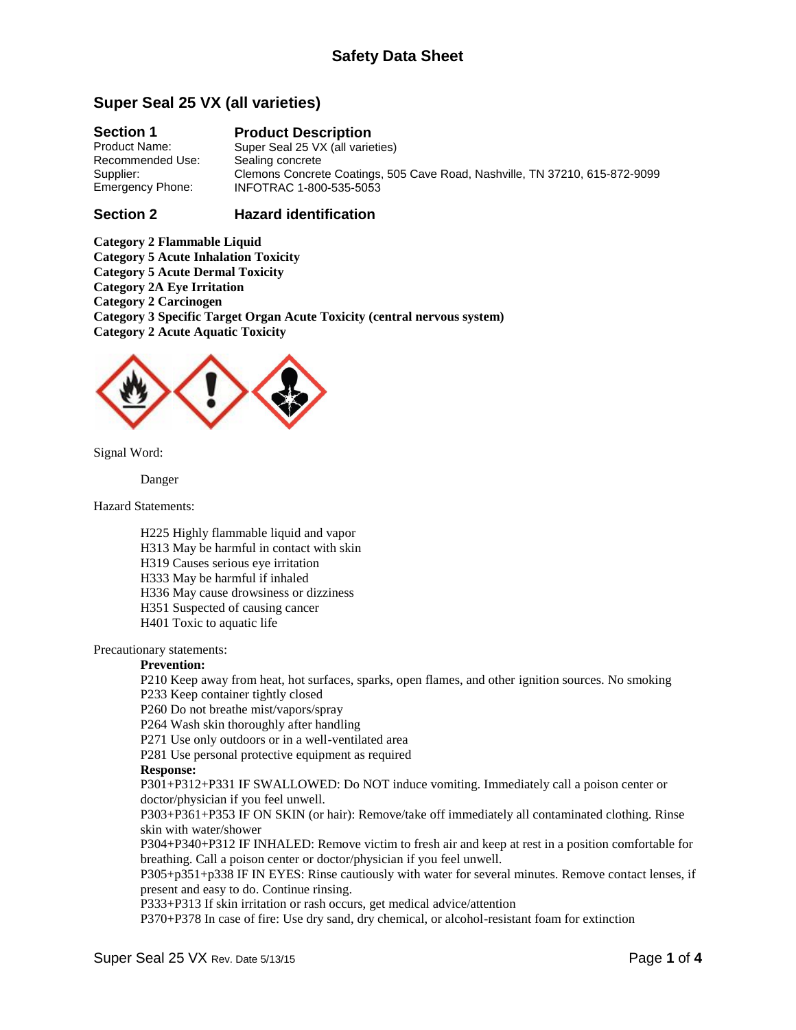# Safety Data Sheet

## Super Seal 25 VX (all varieties)

### Section 1 — Product Description

Product Name: Super Seal 25 VX (all varieties)
Recommended Use: Sealing concrete
Supplier: Clemons Concrete Coatings, 505 Cave Road, Nashville, TN 37210, 615-872-9099
Emergency Phone: INFOTRAC 1-800-535-5053

### Section 2 — Hazard identification

**Category 2 Flammable Liquid**
**Category 5 Acute Inhalation Toxicity**
**Category 5 Acute Dermal Toxicity**
**Category 2A Eye Irritation**
**Category 2 Carcinogen**
**Category 3 Specific Target Organ Acute Toxicity (central nervous system)**
**Category 2 Acute Aquatic Toxicity**

Signal Word:

Danger

Hazard Statements:

H225 Highly flammable liquid and vapor
H313 May be harmful in contact with skin
H319 Causes serious eye irritation
H333 May be harmful if inhaled
H336 May cause drowsiness or dizziness
H351 Suspected of causing cancer
H401 Toxic to aquatic life

Precautionary statements:

**Prevention:**
P210 Keep away from heat, hot surfaces, sparks, open flames, and other ignition sources. No smoking
P233 Keep container tightly closed
P260 Do not breathe mist/vapors/spray
P264 Wash skin thoroughly after handling
P271 Use only outdoors or in a well-ventilated area
P281 Use personal protective equipment as required

**Response:**
P301+P312+P331 IF SWALLOWED: Do NOT induce vomiting. Immediately call a poison center or doctor/physician if you feel unwell.
P303+P361+P353 IF ON SKIN (or hair): Remove/take off immediately all contaminated clothing. Rinse skin with water/shower
P304+P340+P312 IF INHALED: Remove victim to fresh air and keep at rest in a position comfortable for breathing. Call a poison center or doctor/physician if you feel unwell.
P305+p351+p338 IF IN EYES: Rinse cautiously with water for several minutes. Remove contact lenses, if present and easy to do. Continue rinsing.
P333+P313 If skin irritation or rash occurs, get medical advice/attention
P370+P378 In case of fire: Use dry sand, dry chemical, or alcohol-resistant foam for extinction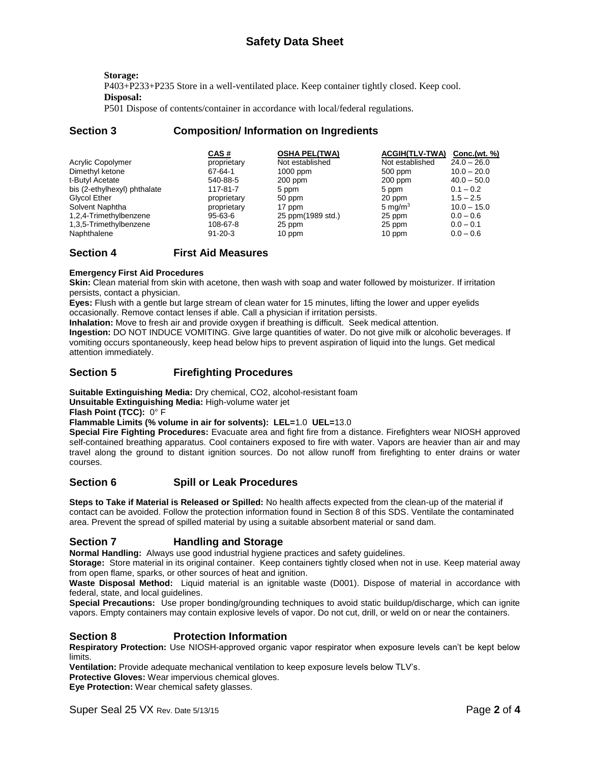**Storage:**

P403+P233+P235 Store in a well-ventilated place. Keep container tightly closed. Keep cool.

**Disposal:**

P501 Dispose of contents/container in accordance with local/federal regulations.

## Section 3 Composition/ Information on Ingredients

| | CAS # | OSHA PEL(TWA) | ACGIH(TLV-TWA) | Conc.(wt. %) |
|---|---|---|---|---|
| Acrylic Copolymer | proprietary | Not established | Not established | 24.0 – 26.0 |
| Dimethyl ketone | 67-64-1 | 1000 ppm | 500 ppm | 10.0 – 20.0 |
| t-Butyl Acetate | 540-88-5 | 200 ppm | 200 ppm | 40.0 – 50.0 |
| bis (2-ethylhexyl) phthalate | 117-81-7 | 5 ppm | 5 ppm | 0.1 – 0.2 |
| Glycol Ether | proprietary | 50 ppm | 20 ppm | 1.5 – 2.5 |
| Solvent Naphtha | proprietary | 17 ppm | 5 $mg/m^3$ | 10.0 – 15.0 |
| 1,2,4-Trimethylbenzene | 95-63-6 | 25 ppm(1989 std.) | 25 ppm | 0.0 – 0.6 |
| 1,3,5-Trimethylbenzene | 108-67-8 | 25 ppm | 25 ppm | 0.0 – 0.1 |
| Naphthalene | 91-20-3 | 10 ppm | 10 ppm | 0.0 – 0.6 |

## Section 4 First Aid Measures

**Emergency First Aid Procedures**

**Skin:** Clean material from skin with acetone, then wash with soap and water followed by moisturizer. If irritation persists, contact a physician.

**Eyes:** Flush with a gentle but large stream of clean water for 15 minutes, lifting the lower and upper eyelids occasionally. Remove contact lenses if able. Call a physician if irritation persists.

**Inhalation:** Move to fresh air and provide oxygen if breathing is difficult. Seek medical attention.

**Ingestion:** DO NOT INDUCE VOMITING. Give large quantities of water. Do not give milk or alcoholic beverages. If vomiting occurs spontaneously, keep head below hips to prevent aspiration of liquid into the lungs. Get medical attention immediately.

## Section 5 Firefighting Procedures

**Suitable Extinguishing Media:** Dry chemical, CO2, alcohol-resistant foam

**Unsuitable Extinguishing Media:** High-volume water jet

**Flash Point (TCC):** 0° F

**Flammable Limits (% volume in air for solvents): LEL=**1.0 **UEL=**13.0

**Special Fire Fighting Procedures:** Evacuate area and fight fire from a distance. Firefighters wear NIOSH approved self-contained breathing apparatus. Cool containers exposed to fire with water. Vapors are heavier than air and may travel along the ground to distant ignition sources. Do not allow runoff from firefighting to enter drains or water courses.

## Section 6 Spill or Leak Procedures

**Steps to Take if Material is Released or Spilled:** No health affects expected from the clean-up of the material if contact can be avoided. Follow the protection information found in Section 8 of this SDS. Ventilate the contaminated area. Prevent the spread of spilled material by using a suitable absorbent material or sand dam.

## Section 7 Handling and Storage

**Normal Handling:** Always use good industrial hygiene practices and safety guidelines.

**Storage:** Store material in its original container. Keep containers tightly closed when not in use. Keep material away from open flame, sparks, or other sources of heat and ignition.

**Waste Disposal Method:** Liquid material is an ignitable waste (D001). Dispose of material in accordance with federal, state, and local guidelines.

**Special Precautions:** Use proper bonding/grounding techniques to avoid static buildup/discharge, which can ignite vapors. Empty containers may contain explosive levels of vapor. Do not cut, drill, or weld on or near the containers.

## Section 8 Protection Information

**Respiratory Protection:** Use NIOSH-approved organic vapor respirator when exposure levels can't be kept below limits.

**Ventilation:** Provide adequate mechanical ventilation to keep exposure levels below TLV's.

**Protective Gloves:** Wear impervious chemical gloves.

**Eye Protection:** Wear chemical safety glasses.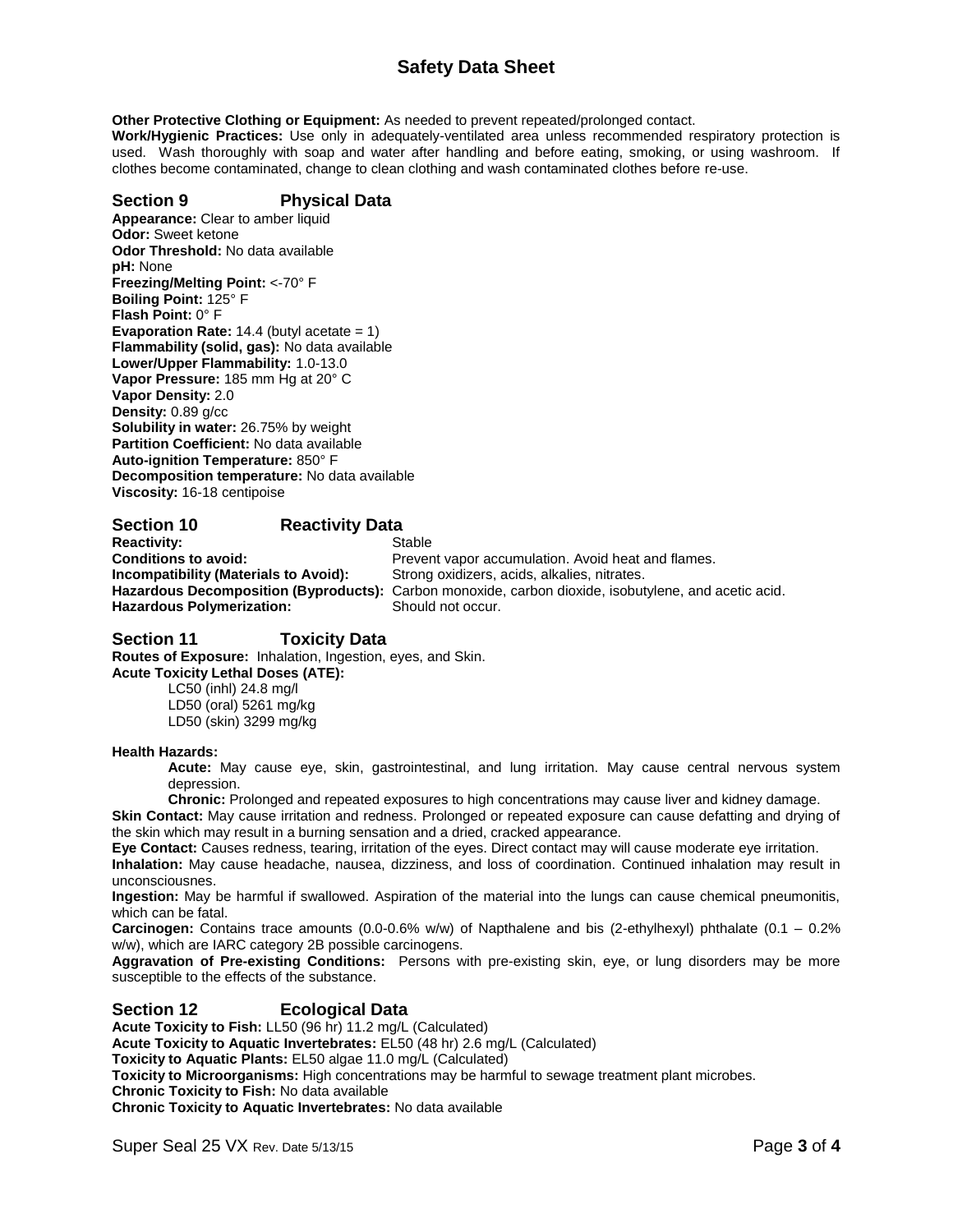**Other Protective Clothing or Equipment:** As needed to prevent repeated/prolonged contact.
**Work/Hygienic Practices:** Use only in adequately-ventilated area unless recommended respiratory protection is used. Wash thoroughly with soap and water after handling and before eating, smoking, or using washroom. If clothes become contaminated, change to clean clothing and wash contaminated clothes before re-use.

## Section 9 Physical Data

**Appearance:** Clear to amber liquid
**Odor:** Sweet ketone
**Odor Threshold:** No data available
**pH:** None
**Freezing/Melting Point:** <-70° F
**Boiling Point:** 125° F
**Flash Point:** 0° F
**Evaporation Rate:** 14.4 (butyl acetate = 1)
**Flammability (solid, gas):** No data available
**Lower/Upper Flammability:** 1.0-13.0
**Vapor Pressure:** 185 mm Hg at 20° C
**Vapor Density:** 2.0
**Density:** 0.89 g/cc
**Solubility in water:** 26.75% by weight
**Partition Coefficient:** No data available
**Auto-ignition Temperature:** 850° F
**Decomposition temperature:** No data available
**Viscosity:** 16-18 centipoise

## Section 10 Reactivity Data

| | |
|---|---|
| **Reactivity:** | Stable |
| **Conditions to avoid:** | Prevent vapor accumulation. Avoid heat and flames. |
| **Incompatibility (Materials to Avoid):** | Strong oxidizers, acids, alkalies, nitrates. |
| **Hazardous Decomposition (Byproducts):** | Carbon monoxide, carbon dioxide, isobutylene, and acetic acid. |
| **Hazardous Polymerization:** | Should not occur. |

## Section 11 Toxicity Data

**Routes of Exposure:** Inhalation, Ingestion, eyes, and Skin.
**Acute Toxicity Lethal Doses (ATE):**

LC50 (inhl) 24.8 mg/l
LD50 (oral) 5261 mg/kg
LD50 (skin) 3299 mg/kg

**Health Hazards:**

**Acute:** May cause eye, skin, gastrointestinal, and lung irritation. May cause central nervous system depression.

**Chronic:** Prolonged and repeated exposures to high concentrations may cause liver and kidney damage.

**Skin Contact:** May cause irritation and redness. Prolonged or repeated exposure can cause defatting and drying of the skin which may result in a burning sensation and a dried, cracked appearance.
**Eye Contact:** Causes redness, tearing, irritation of the eyes. Direct contact may will cause moderate eye irritation.
**Inhalation:** May cause headache, nausea, dizziness, and loss of coordination. Continued inhalation may result in unconsciousnes.
**Ingestion:** May be harmful if swallowed. Aspiration of the material into the lungs can cause chemical pneumonitis, which can be fatal.
**Carcinogen:** Contains trace amounts (0.0-0.6% w/w) of Napthalene and bis (2-ethylhexyl) phthalate (0.1 – 0.2% w/w), which are IARC category 2B possible carcinogens.
**Aggravation of Pre-existing Conditions:** Persons with pre-existing skin, eye, or lung disorders may be more susceptible to the effects of the substance.

## Section 12 Ecological Data

**Acute Toxicity to Fish:** LL50 (96 hr) 11.2 mg/L (Calculated)
**Acute Toxicity to Aquatic Invertebrates:** EL50 (48 hr) 2.6 mg/L (Calculated)
**Toxicity to Aquatic Plants:** EL50 algae 11.0 mg/L (Calculated)
**Toxicity to Microorganisms:** High concentrations may be harmful to sewage treatment plant microbes.
**Chronic Toxicity to Fish:** No data available
**Chronic Toxicity to Aquatic Invertebrates:** No data available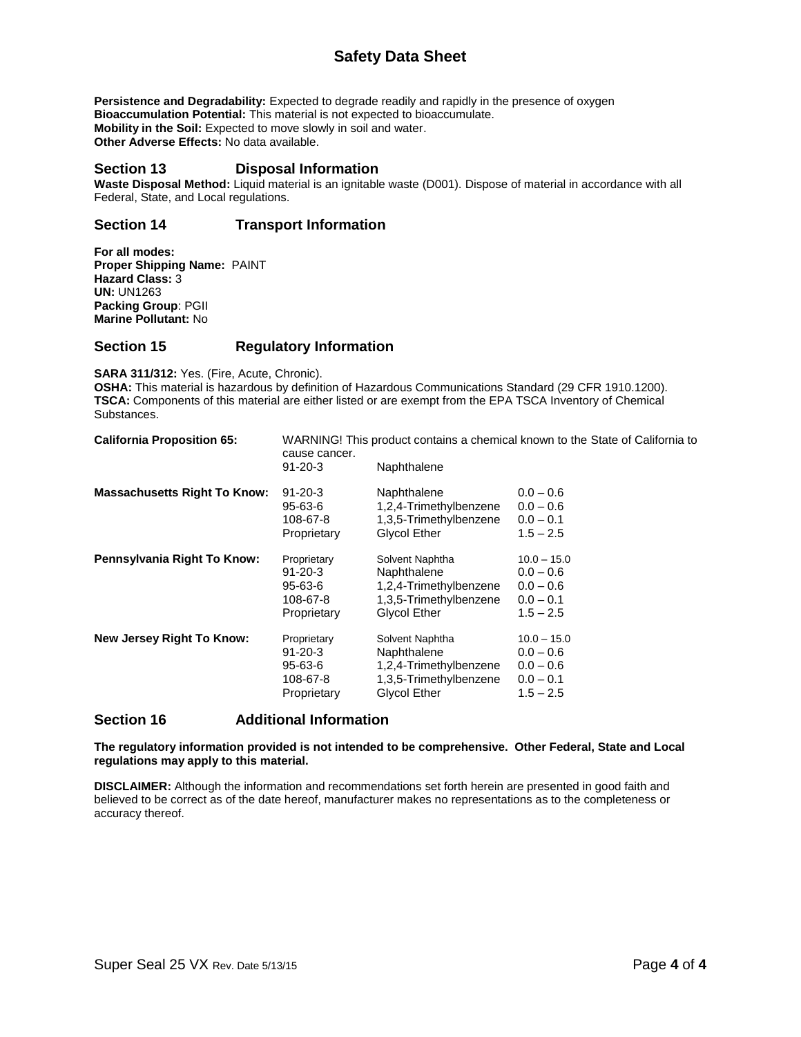**Persistence and Degradability:** Expected to degrade readily and rapidly in the presence of oxygen
**Bioaccumulation Potential:** This material is not expected to bioaccumulate.
**Mobility in the Soil:** Expected to move slowly in soil and water.
**Other Adverse Effects:** No data available.

## Section 13 Disposal Information

**Waste Disposal Method:** Liquid material is an ignitable waste (D001). Dispose of material in accordance with all Federal, State, and Local regulations.

## Section 14 Transport Information

**For all modes:**
**Proper Shipping Name:** PAINT
**Hazard Class:** 3
**UN:** UN1263
**Packing Group**: PGII
**Marine Pollutant:** No

## Section 15 Regulatory Information

**SARA 311/312:** Yes. (Fire, Acute, Chronic).
**OSHA:** This material is hazardous by definition of Hazardous Communications Standard (29 CFR 1910.1200).
**TSCA:** Components of this material are either listed or are exempt from the EPA TSCA Inventory of Chemical Substances.

**California Proposition 65:** WARNING! This product contains a chemical known to the State of California to cause cancer.

| | | | |
|---|---|---|---|
| **California Proposition 65:** | 91-20-3 | Naphthalene | |
| **Massachusetts Right To Know:** | 91-20-3 | Naphthalene | 0.0 – 0.6 |
| | 95-63-6 | 1,2,4-Trimethylbenzene | 0.0 – 0.6 |
| | 108-67-8 | 1,3,5-Trimethylbenzene | 0.0 – 0.1 |
| | Proprietary | Glycol Ether | 1.5 – 2.5 |
| **Pennsylvania Right To Know:** | Proprietary | Solvent Naphtha | 10.0 – 15.0 |
| | 91-20-3 | Naphthalene | 0.0 – 0.6 |
| | 95-63-6 | 1,2,4-Trimethylbenzene | 0.0 – 0.6 |
| | 108-67-8 | 1,3,5-Trimethylbenzene | 0.0 – 0.1 |
| | Proprietary | Glycol Ether | 1.5 – 2.5 |
| **New Jersey Right To Know:** | Proprietary | Solvent Naphtha | 10.0 – 15.0 |
| | 91-20-3 | Naphthalene | 0.0 – 0.6 |
| | 95-63-6 | 1,2,4-Trimethylbenzene | 0.0 – 0.6 |
| | 108-67-8 | 1,3,5-Trimethylbenzene | 0.0 – 0.1 |
| | Proprietary | Glycol Ether | 1.5 – 2.5 |

## Section 16 Additional Information

**The regulatory information provided is not intended to be comprehensive. Other Federal, State and Local regulations may apply to this material.**

**DISCLAIMER:** Although the information and recommendations set forth herein are presented in good faith and believed to be correct as of the date hereof, manufacturer makes no representations as to the completeness or accuracy thereof.